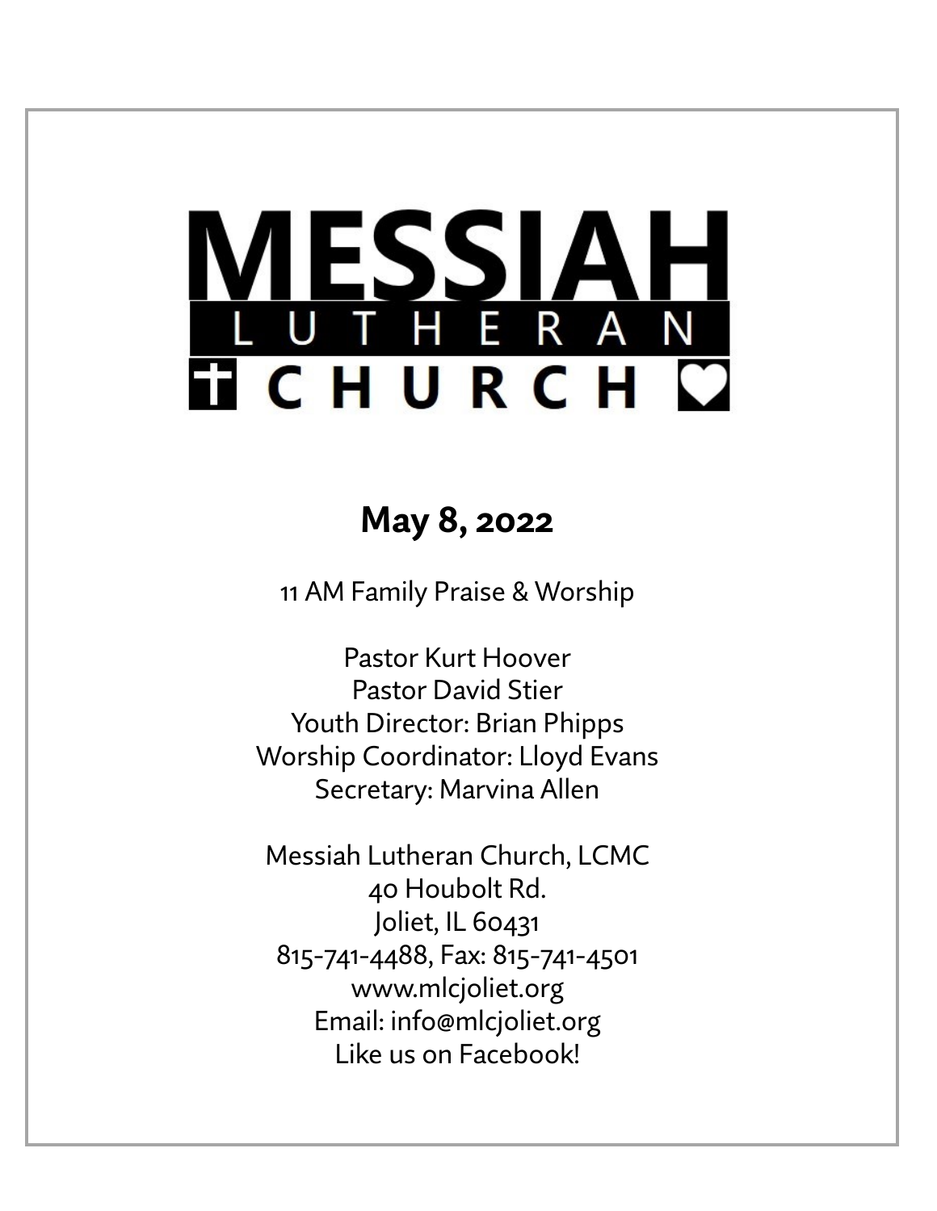# MESSIAH LUTHERAN CHURCH

## May 8, 2022

11 AM Family Praise & Worship

Pastor Kurt Hoover
Pastor David Stier
Youth Director: Brian Phipps
Worship Coordinator: Lloyd Evans
Secretary: Marvina Allen

Messiah Lutheran Church, LCMC
40 Houbolt Rd.
Joliet, IL 60431
815-741-4488, Fax: 815-741-4501
www.mlcjoliet.org
Email: info@mlcjoliet.org
Like us on Facebook!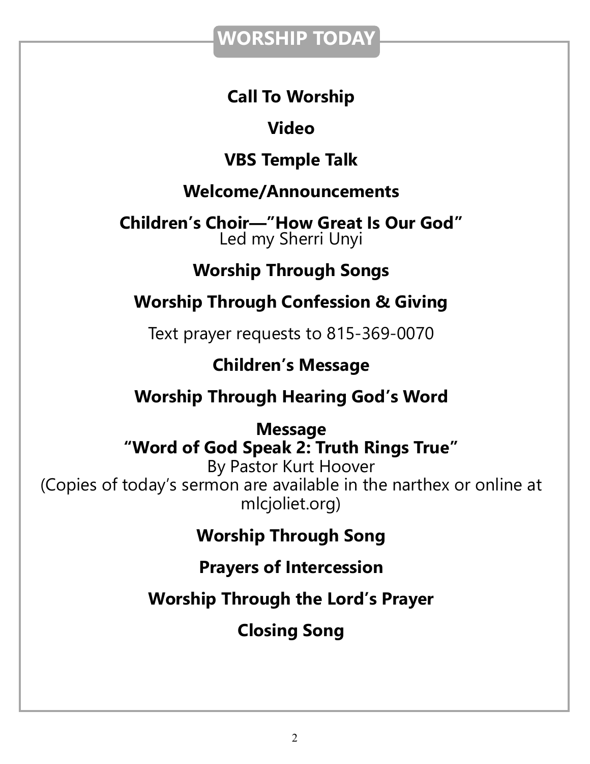# WORSHIP TODAY

**Call To Worship**

**Video**

**VBS Temple Talk**

**Welcome/Announcements**

**Children's Choir—"How Great Is Our God"**
Led my Sherri Unyi

**Worship Through Songs**

**Worship Through Confession & Giving**

Text prayer requests to 815-369-0070

**Children's Message**

**Worship Through Hearing God's Word**

**Message**
**"Word of God Speak 2: Truth Rings True"**
By Pastor Kurt Hoover
(Copies of today's sermon are available in the narthex or online at mlcjoliet.org)

**Worship Through Song**

**Prayers of Intercession**

**Worship Through the Lord's Prayer**

**Closing Song**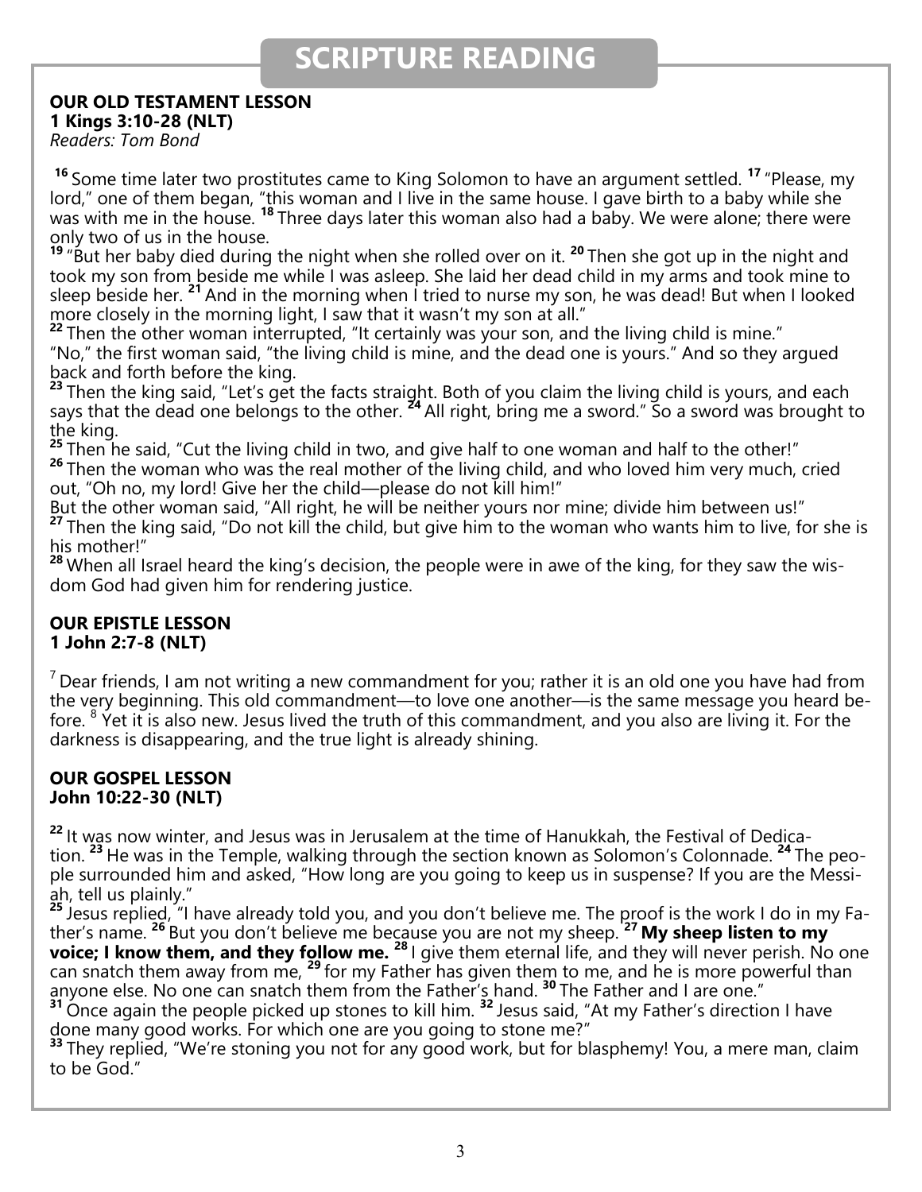# SCRIPTURE READING

**OUR OLD TESTAMENT LESSON**
**1 Kings 3:10-28 (NLT)**
*Readers: Tom Bond*

**16** Some time later two prostitutes came to King Solomon to have an argument settled. **17** "Please, my lord," one of them began, "this woman and I live in the same house. I gave birth to a baby while she was with me in the house. **18** Three days later this woman also had a baby. We were alone; there were only two of us in the house.
**19** "But her baby died during the night when she rolled over on it. **20** Then she got up in the night and took my son from beside me while I was asleep. She laid her dead child in my arms and took mine to sleep beside her. **21** And in the morning when I tried to nurse my son, he was dead! But when I looked more closely in the morning light, I saw that it wasn't my son at all."
**22** Then the other woman interrupted, "It certainly was your son, and the living child is mine."
"No," the first woman said, "the living child is mine, and the dead one is yours." And so they argued back and forth before the king.
**23** Then the king said, "Let's get the facts straight. Both of you claim the living child is yours, and each says that the dead one belongs to the other. **24** All right, bring me a sword." So a sword was brought to the king.
**25** Then he said, "Cut the living child in two, and give half to one woman and half to the other!"
**26** Then the woman who was the real mother of the living child, and who loved him very much, cried out, "Oh no, my lord! Give her the child—please do not kill him!"
But the other woman said, "All right, he will be neither yours nor mine; divide him between us!"
**27** Then the king said, "Do not kill the child, but give him to the woman who wants him to live, for she is his mother!"
**28** When all Israel heard the king's decision, the people were in awe of the king, for they saw the wisdom God had given him for rendering justice.

**OUR EPISTLE LESSON**
**1 John 2:7-8 (NLT)**

7 Dear friends, I am not writing a new commandment for you; rather it is an old one you have had from the very beginning. This old commandment—to love one another—is the same message you heard before. 8 Yet it is also new. Jesus lived the truth of this commandment, and you also are living it. For the darkness is disappearing, and the true light is already shining.

**OUR GOSPEL LESSON**
**John 10:22-30 (NLT)**

**22** It was now winter, and Jesus was in Jerusalem at the time of Hanukkah, the Festival of Dedication. **23** He was in the Temple, walking through the section known as Solomon's Colonnade. **24** The people surrounded him and asked, "How long are you going to keep us in suspense? If you are the Messiah, tell us plainly."
**25** Jesus replied, "I have already told you, and you don't believe me. The proof is the work I do in my Father's name. **26** But you don't believe me because you are not my sheep. **27** **My sheep listen to my voice; I know them, and they follow me.** **28** I give them eternal life, and they will never perish. No one can snatch them away from me, **29** for my Father has given them to me, and he is more powerful than anyone else. No one can snatch them from the Father's hand. **30** The Father and I are one."
**31** Once again the people picked up stones to kill him. **32** Jesus said, "At my Father's direction I have done many good works. For which one are you going to stone me?"
**33** They replied, "We're stoning you not for any good work, but for blasphemy! You, a mere man, claim to be God."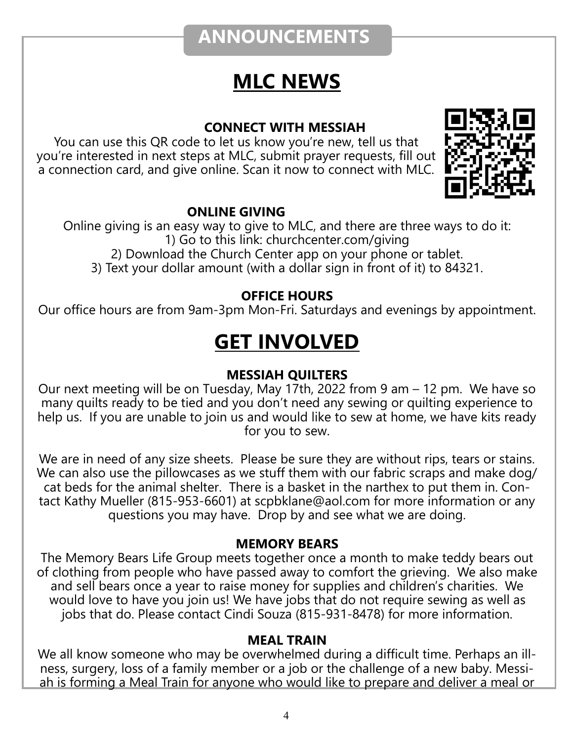# ANNOUNCEMENTS

## MLC NEWS

### CONNECT WITH MESSIAH

You can use this QR code to let us know you're new, tell us that you're interested in next steps at MLC, submit prayer requests, fill out a connection card, and give online. Scan it now to connect with MLC.

### ONLINE GIVING

Online giving is an easy way to give to MLC, and there are three ways to do it:

1) Go to this link: churchcenter.com/giving
2) Download the Church Center app on your phone or tablet.
3) Text your dollar amount (with a dollar sign in front of it) to 84321.

### OFFICE HOURS

Our office hours are from 9am-3pm Mon-Fri. Saturdays and evenings by appointment.

## GET INVOLVED

### MESSIAH QUILTERS

Our next meeting will be on Tuesday, May 17th, 2022 from 9 am – 12 pm. We have so many quilts ready to be tied and you don't need any sewing or quilting experience to help us. If you are unable to join us and would like to sew at home, we have kits ready for you to sew.

We are in need of any size sheets. Please be sure they are without rips, tears or stains. We can also use the pillowcases as we stuff them with our fabric scraps and make dog/cat beds for the animal shelter. There is a basket in the narthex to put them in. Contact Kathy Mueller (815-953-6601) at scpbklane@aol.com for more information or any questions you may have. Drop by and see what we are doing.

### MEMORY BEARS

The Memory Bears Life Group meets together once a month to make teddy bears out of clothing from people who have passed away to comfort the grieving. We also make and sell bears once a year to raise money for supplies and children's charities. We would love to have you join us! We have jobs that do not require sewing as well as jobs that do. Please contact Cindi Souza (815-931-8478) for more information.

### MEAL TRAIN

We all know someone who may be overwhelmed during a difficult time. Perhaps an illness, surgery, loss of a family member or a job or the challenge of a new baby. Messiah is forming a Meal Train for anyone who would like to prepare and deliver a meal or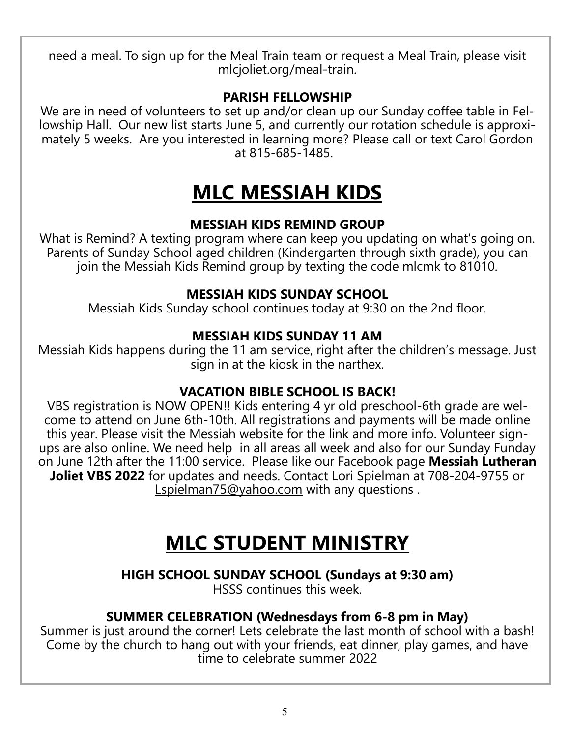need a meal. To sign up for the Meal Train team or request a Meal Train, please visit mlcjoliet.org/meal-train.

**PARISH FELLOWSHIP**

We are in need of volunteers to set up and/or clean up our Sunday coffee table in Fellowship Hall. Our new list starts June 5, and currently our rotation schedule is approximately 5 weeks. Are you interested in learning more? Please call or text Carol Gordon at 815-685-1485.

# MLC MESSIAH KIDS

**MESSIAH KIDS REMIND GROUP**

What is Remind? A texting program where can keep you updating on what's going on. Parents of Sunday School aged children (Kindergarten through sixth grade), you can join the Messiah Kids Remind group by texting the code mlcmk to 81010.

**MESSIAH KIDS SUNDAY SCHOOL**

Messiah Kids Sunday school continues today at 9:30 on the 2nd floor.

**MESSIAH KIDS SUNDAY 11 AM**

Messiah Kids happens during the 11 am service, right after the children's message. Just sign in at the kiosk in the narthex.

**VACATION BIBLE SCHOOL IS BACK!**

VBS registration is NOW OPEN!! Kids entering 4 yr old preschool-6th grade are welcome to attend on June 6th-10th. All registrations and payments will be made online this year. Please visit the Messiah website for the link and more info. Volunteer sign-ups are also online. We need help in all areas all week and also for our Sunday Funday on June 12th after the 11:00 service. Please like our Facebook page **Messiah Lutheran Joliet VBS 2022** for updates and needs. Contact Lori Spielman at 708-204-9755 or Lspielman75@yahoo.com with any questions .

# MLC STUDENT MINISTRY

**HIGH SCHOOL SUNDAY SCHOOL (Sundays at 9:30 am)**

HSSS continues this week.

**SUMMER CELEBRATION (Wednesdays from 6-8 pm in May)**

Summer is just around the corner! Lets celebrate the last month of school with a bash! Come by the church to hang out with your friends, eat dinner, play games, and have time to celebrate summer 2022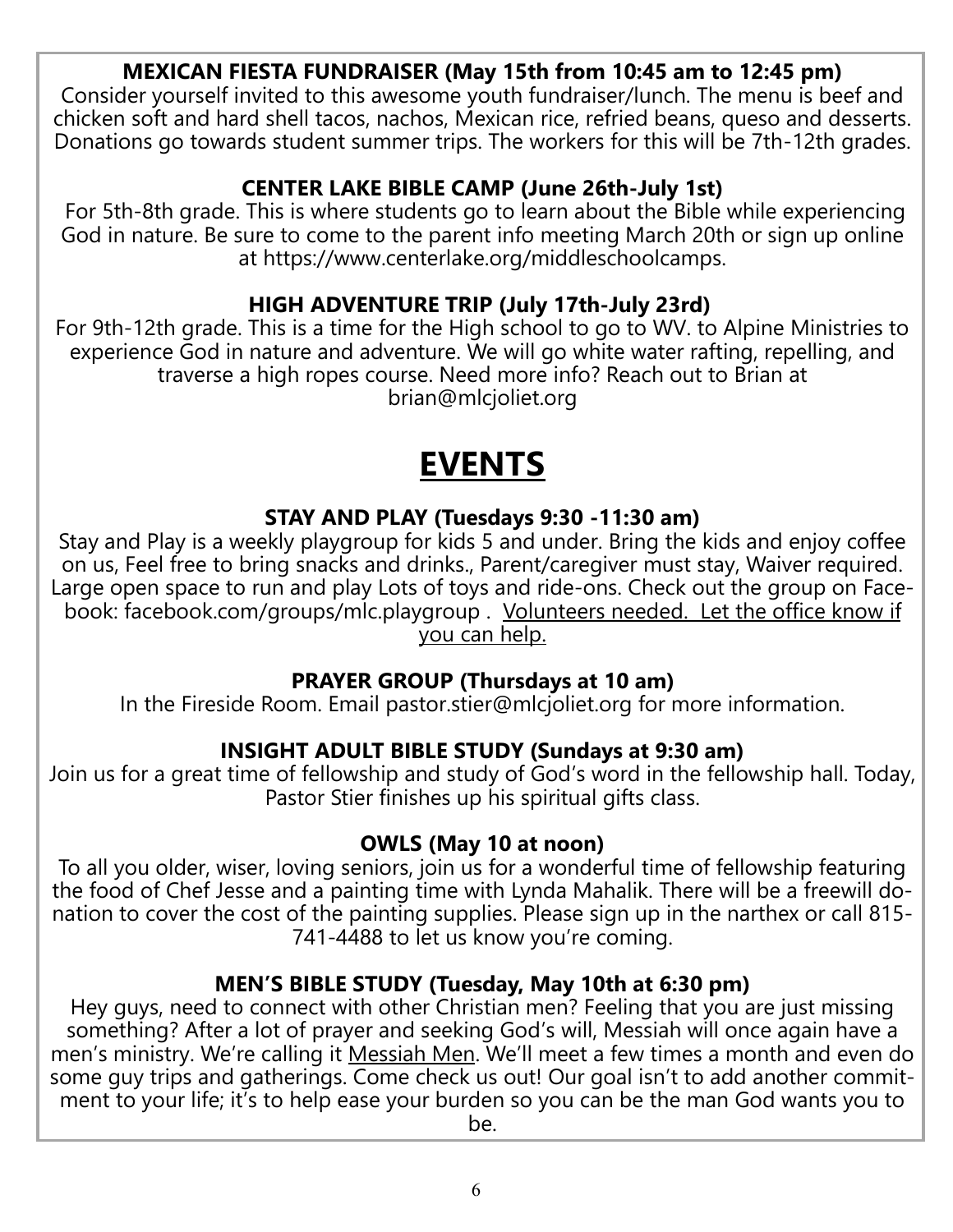**MEXICAN FIESTA FUNDRAISER (May 15th from 10:45 am to 12:45 pm)**

Consider yourself invited to this awesome youth fundraiser/lunch. The menu is beef and chicken soft and hard shell tacos, nachos, Mexican rice, refried beans, queso and desserts. Donations go towards student summer trips. The workers for this will be 7th-12th grades.

**CENTER LAKE BIBLE CAMP (June 26th-July 1st)**

For 5th-8th grade. This is where students go to learn about the Bible while experiencing God in nature. Be sure to come to the parent info meeting March 20th or sign up online at https://www.centerlake.org/middleschoolcamps.

**HIGH ADVENTURE TRIP (July 17th-July 23rd)**

For 9th-12th grade. This is a time for the High school to go to WV. to Alpine Ministries to experience God in nature and adventure. We will go white water rafting, repelling, and traverse a high ropes course. Need more info? Reach out to Brian at brian@mlcjoliet.org

# EVENTS

**STAY AND PLAY (Tuesdays 9:30 -11:30 am)**

Stay and Play is a weekly playgroup for kids 5 and under. Bring the kids and enjoy coffee on us, Feel free to bring snacks and drinks., Parent/caregiver must stay, Waiver required. Large open space to run and play Lots of toys and ride-ons. Check out the group on Facebook: facebook.com/groups/mlc.playgroup . Volunteers needed. Let the office know if you can help.

**PRAYER GROUP (Thursdays at 10 am)**

In the Fireside Room. Email pastor.stier@mlcjoliet.org for more information.

**INSIGHT ADULT BIBLE STUDY (Sundays at 9:30 am)**

Join us for a great time of fellowship and study of God's word in the fellowship hall. Today, Pastor Stier finishes up his spiritual gifts class.

**OWLS (May 10 at noon)**

To all you older, wiser, loving seniors, join us for a wonderful time of fellowship featuring the food of Chef Jesse and a painting time with Lynda Mahalik. There will be a freewill donation to cover the cost of the painting supplies. Please sign up in the narthex or call 815-741-4488 to let us know you're coming.

**MEN'S BIBLE STUDY (Tuesday, May 10th at 6:30 pm)**

Hey guys, need to connect with other Christian men? Feeling that you are just missing something? After a lot of prayer and seeking God's will, Messiah will once again have a men's ministry. We're calling it Messiah Men. We'll meet a few times a month and even do some guy trips and gatherings. Come check us out! Our goal isn't to add another commitment to your life; it's to help ease your burden so you can be the man God wants you to be.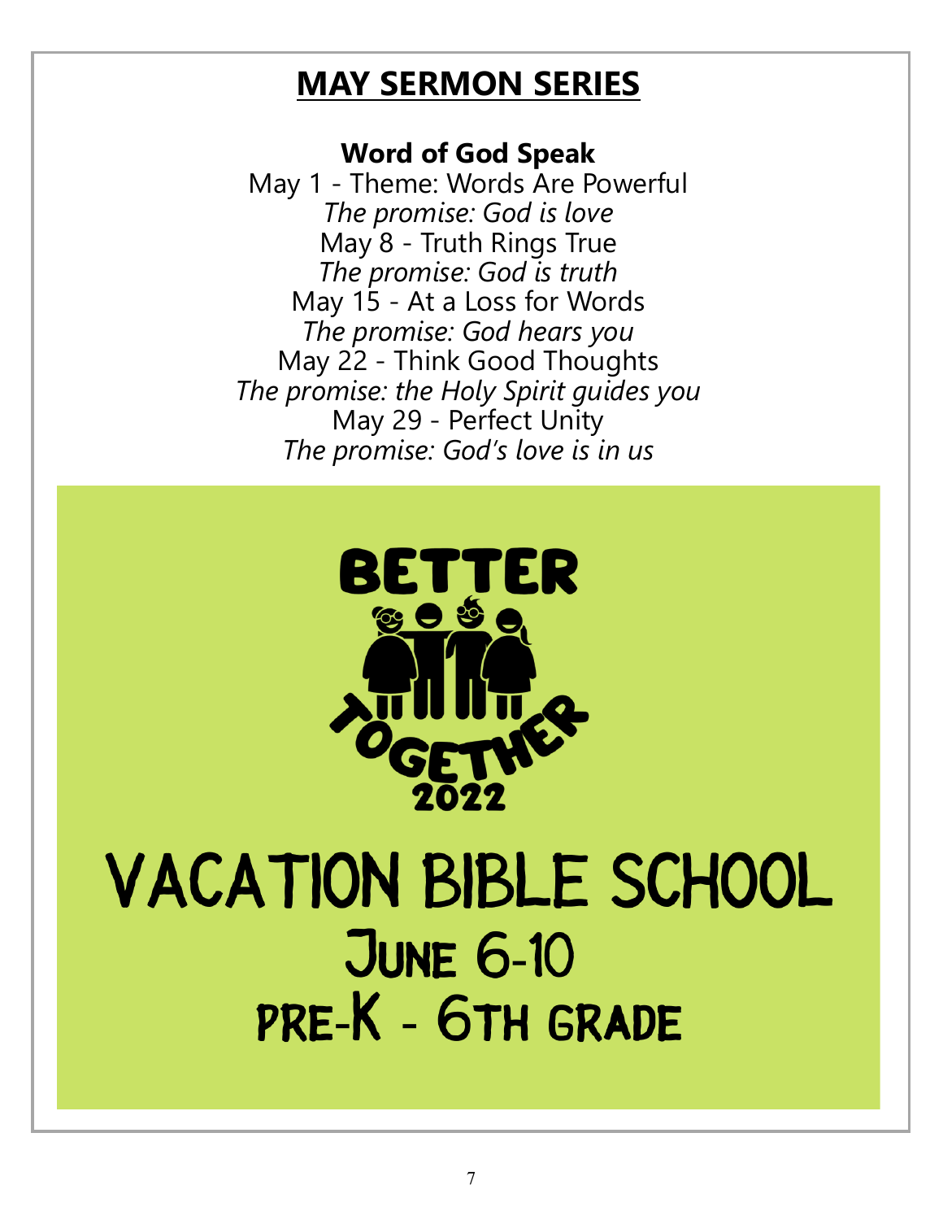## MAY SERMON SERIES

**Word of God Speak**

May 1 - Theme: Words Are Powerful

*The promise: God is love*

May 8 - Truth Rings True

*The promise: God is truth*

May 15 - At a Loss for Words

*The promise: God hears you*

May 22 - Think Good Thoughts

*The promise: the Holy Spirit guides you*

May 29 - Perfect Unity

*The promise: God's love is in us*

BETTER TOGETHER 2022

# VACATION BIBLE SCHOOL

## June 6-10

## PRE-K - 6TH GRADE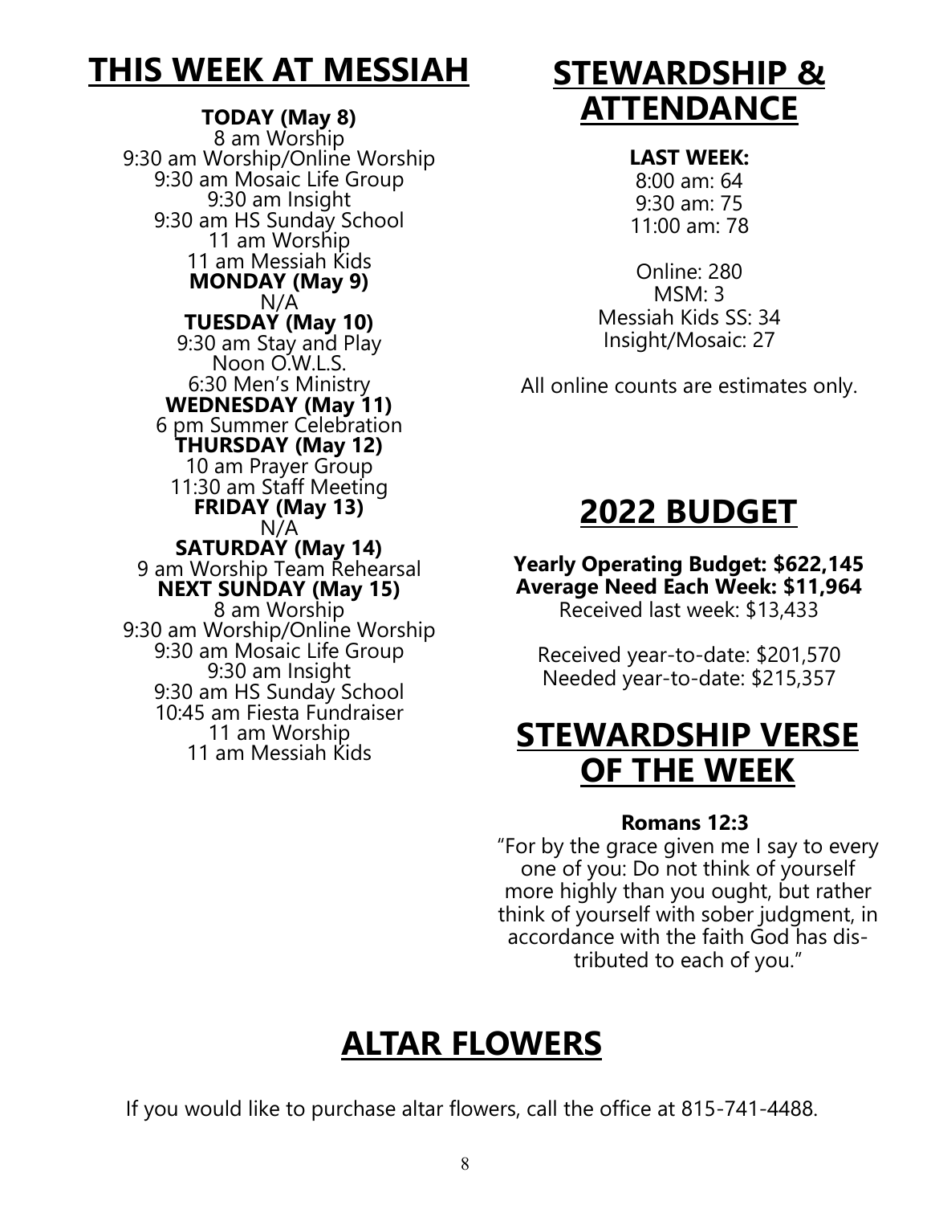# THIS WEEK AT MESSIAH

**TODAY (May 8)**
8 am Worship
9:30 am Worship/Online Worship
9:30 am Mosaic Life Group
9:30 am Insight
9:30 am HS Sunday School
11 am Worship
11 am Messiah Kids

**MONDAY (May 9)**
N/A

**TUESDAY (May 10)**
9:30 am Stay and Play
Noon O.W.L.S.
6:30 Men's Ministry

**WEDNESDAY (May 11)**
6 pm Summer Celebration

**THURSDAY (May 12)**
10 am Prayer Group
11:30 am Staff Meeting

**FRIDAY (May 13)**
N/A

**SATURDAY (May 14)**
9 am Worship Team Rehearsal

**NEXT SUNDAY (May 15)**
8 am Worship
9:30 am Worship/Online Worship
9:30 am Mosaic Life Group
9:30 am Insight
9:30 am HS Sunday School
10:45 am Fiesta Fundraiser
11 am Worship
11 am Messiah Kids

# STEWARDSHIP & ATTENDANCE

**LAST WEEK:**
8:00 am: 64
9:30 am: 75
11:00 am: 78

Online: 280
MSM: 3
Messiah Kids SS: 34
Insight/Mosaic: 27

All online counts are estimates only.

# 2022 BUDGET

**Yearly Operating Budget: $622,145**
**Average Need Each Week: $11,964**
Received last week: $13,433

Received year-to-date: $201,570
Needed year-to-date: $215,357

# STEWARDSHIP VERSE OF THE WEEK

**Romans 12:3**
"For by the grace given me I say to every one of you: Do not think of yourself more highly than you ought, but rather think of yourself with sober judgment, in accordance with the faith God has distributed to each of you."

# ALTAR FLOWERS

If you would like to purchase altar flowers, call the office at 815-741-4488.